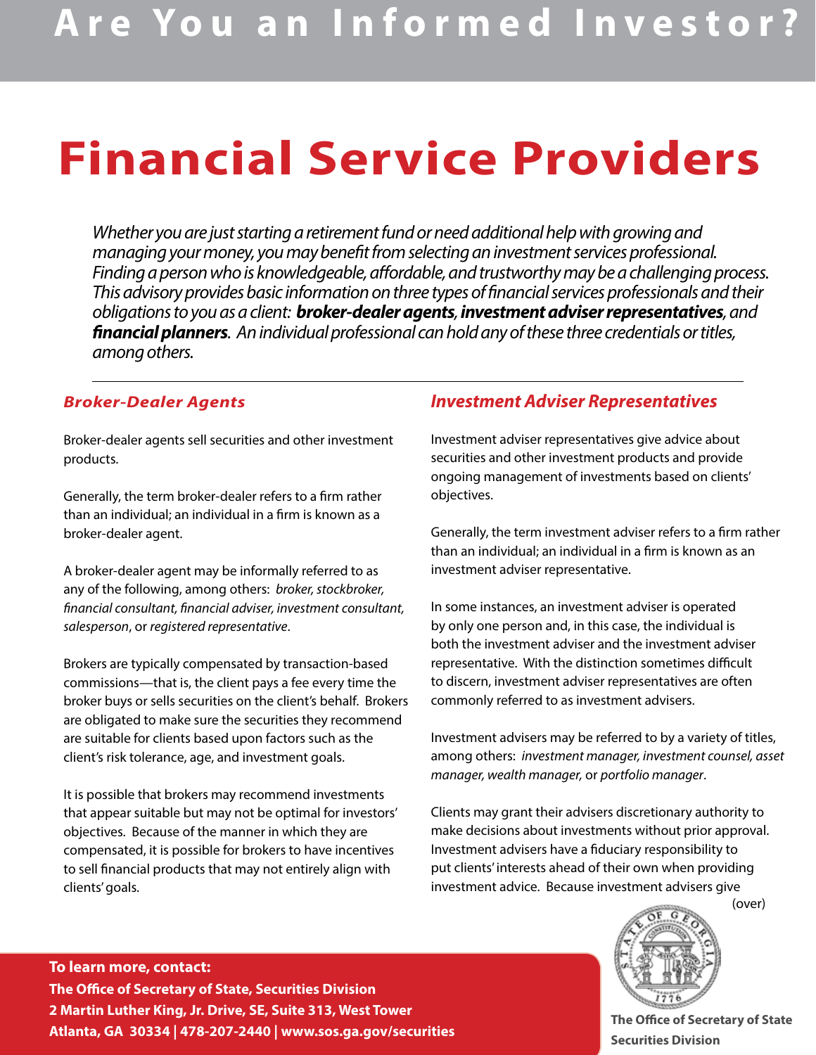# Are You an Informed Investor?

# Financial Service Providers

*Whether you are just starting a retirement fund or need additional help with growing and managing your money, you may benefit from selecting an investment services professional. Finding a person who is knowledgeable, affordable, and trustworthy may be a challenging process. This advisory provides basic information on three types of financial services professionals and their obligations to you as a client:* ***broker-dealer agents***, ***investment adviser representatives***, *and* ***financial planners***. *An individual professional can hold any of these three credentials or titles, among others.*

---

## *Broker-Dealer Agents*

Broker-dealer agents sell securities and other investment products.

Generally, the term broker-dealer refers to a firm rather than an individual; an individual in a firm is known as a broker-dealer agent.

A broker-dealer agent may be informally referred to as any of the following, among others: *broker, stockbroker, financial consultant, financial adviser, investment consultant, salesperson*, or *registered representative*.

Brokers are typically compensated by transaction-based commissions—that is, the client pays a fee every time the broker buys or sells securities on the client's behalf. Brokers are obligated to make sure the securities they recommend are suitable for clients based upon factors such as the client's risk tolerance, age, and investment goals.

It is possible that brokers may recommend investments that appear suitable but may not be optimal for investors' objectives. Because of the manner in which they are compensated, it is possible for brokers to have incentives to sell financial products that may not entirely align with clients' goals.

## *Investment Adviser Representatives*

Investment adviser representatives give advice about securities and other investment products and provide ongoing management of investments based on clients' objectives.

Generally, the term investment adviser refers to a firm rather than an individual; an individual in a firm is known as an investment adviser representative.

In some instances, an investment adviser is operated by only one person and, in this case, the individual is both the investment adviser and the investment adviser representative. With the distinction sometimes difficult to discern, investment adviser representatives are often commonly referred to as investment advisers.

Investment advisers may be referred to by a variety of titles, among others: *investment manager, investment counsel, asset manager, wealth manager,* or *portfolio manager*.

Clients may grant their advisers discretionary authority to make decisions about investments without prior approval. Investment advisers have a fiduciary responsibility to put clients' interests ahead of their own when providing investment advice. Because investment advisers give

(over)

**To learn more, contact:**
**The Office of Secretary of State, Securities Division**
**2 Martin Luther King, Jr. Drive, SE, Suite 313, West Tower**
**Atlanta, GA 30334 | 478-207-2440 | www.sos.ga.gov/securities**

**The Office of Secretary of State**
**Securities Division**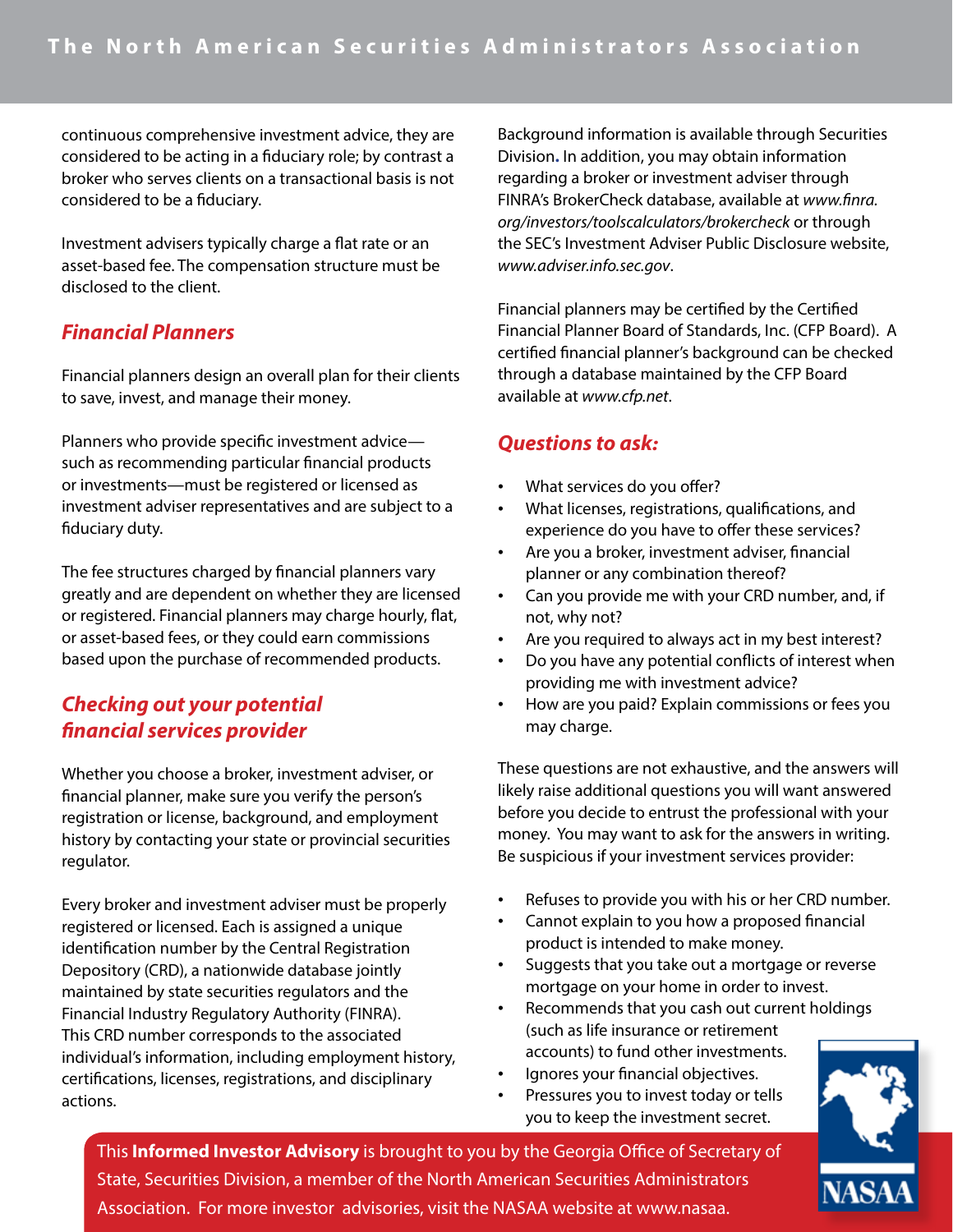continuous comprehensive investment advice, they are considered to be acting in a fiduciary role; by contrast a broker who serves clients on a transactional basis is not considered to be a fiduciary.

Investment advisers typically charge a flat rate or an asset-based fee. The compensation structure must be disclosed to the client.

## *Financial Planners*

Financial planners design an overall plan for their clients to save, invest, and manage their money.

Planners who provide specific investment advice—such as recommending particular financial products or investments—must be registered or licensed as investment adviser representatives and are subject to a fiduciary duty.

The fee structures charged by financial planners vary greatly and are dependent on whether they are licensed or registered. Financial planners may charge hourly, flat, or asset-based fees, or they could earn commissions based upon the purchase of recommended products.

## *Checking out your potential financial services provider*

Whether you choose a broker, investment adviser, or financial planner, make sure you verify the person's registration or license, background, and employment history by contacting your state or provincial securities regulator.

Every broker and investment adviser must be properly registered or licensed. Each is assigned a unique identification number by the Central Registration Depository (CRD), a nationwide database jointly maintained by state securities regulators and the Financial Industry Regulatory Authority (FINRA). This CRD number corresponds to the associated individual's information, including employment history, certifications, licenses, registrations, and disciplinary actions.

Background information is available through Securities Division. In addition, you may obtain information regarding a broker or investment adviser through FINRA's BrokerCheck database, available at *www.finra.org/investors/toolscalculators/brokercheck* or through the SEC's Investment Adviser Public Disclosure website, *www.adviser.info.sec.gov*.

Financial planners may be certified by the Certified Financial Planner Board of Standards, Inc. (CFP Board). A certified financial planner's background can be checked through a database maintained by the CFP Board available at *www.cfp.net*.

## *Questions to ask:*

- What services do you offer?
- What licenses, registrations, qualifications, and experience do you have to offer these services?
- Are you a broker, investment adviser, financial planner or any combination thereof?
- Can you provide me with your CRD number, and, if not, why not?
- Are you required to always act in my best interest?
- Do you have any potential conflicts of interest when providing me with investment advice?
- How are you paid? Explain commissions or fees you may charge.

These questions are not exhaustive, and the answers will likely raise additional questions you will want answered before you decide to entrust the professional with your money. You may want to ask for the answers in writing. Be suspicious if your investment services provider:

- Refuses to provide you with his or her CRD number.
- Cannot explain to you how a proposed financial product is intended to make money.
- Suggests that you take out a mortgage or reverse mortgage on your home in order to invest.
- Recommends that you cash out current holdings (such as life insurance or retirement accounts) to fund other investments.
- Ignores your financial objectives.
- Pressures you to invest today or tells you to keep the investment secret.

This **Informed Investor Advisory** is brought to you by the Georgia Office of Secretary of State, Securities Division, a member of the North American Securities Administrators Association. For more investor advisories, visit the NASAA website at www.nasaa.

NASAA